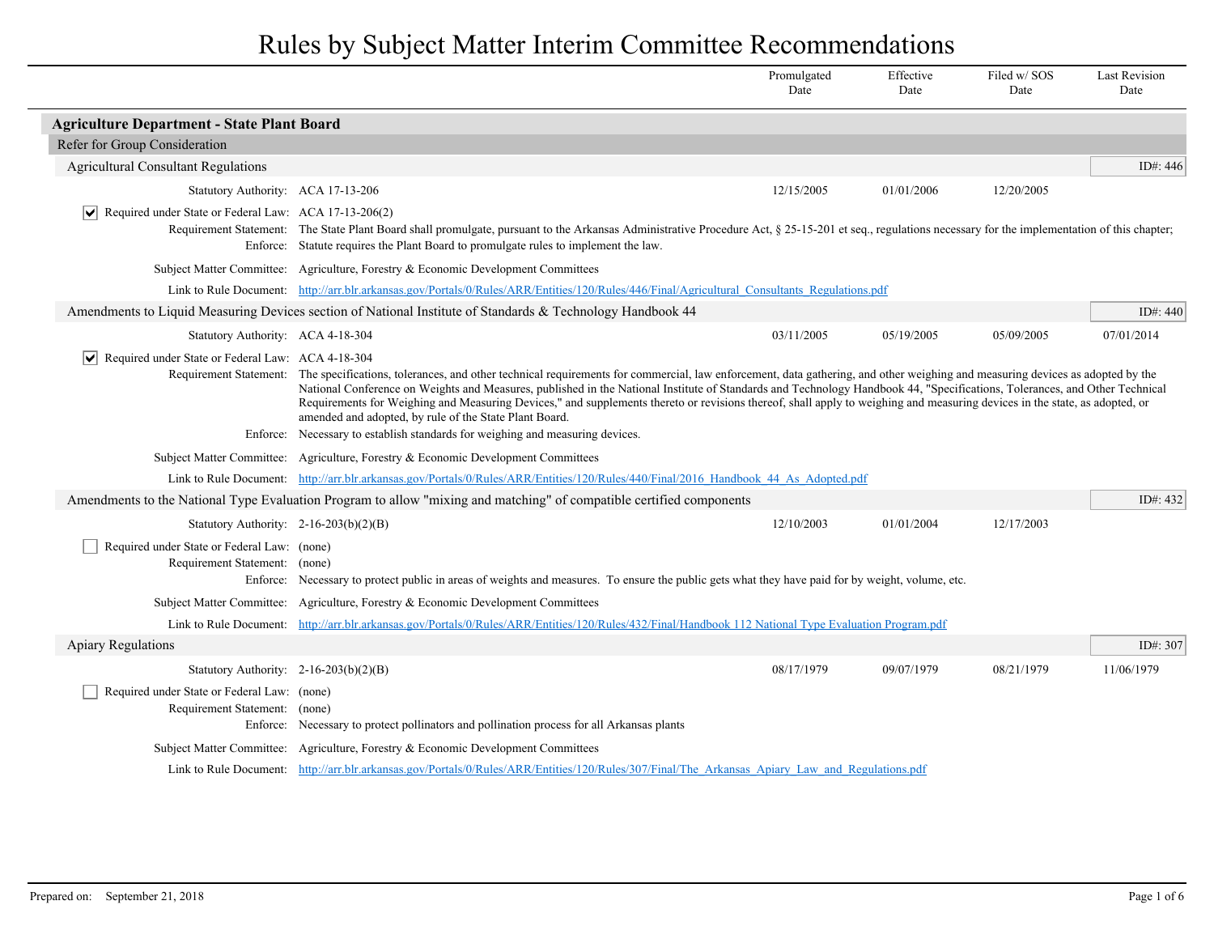# Rules by Subject Matter Interim Committee Recommendations

| | Promulgated Date | Effective Date | Filed w/ SOS Date | Last Revision Date |
|---|---|---|---|---|

## Agriculture Department - State Plant Board

### Refer for Group Consideration

#### Agricultural Consultant Regulations

ID#: 446

| | Promulgated Date | Effective Date | Filed w/ SOS Date | Last Revision Date |
|---|---|---|---|---|
| Statutory Authority: ACA 17-13-206 | 12/15/2005 | 01/01/2006 | 12/20/2005 | |

- [x] Required under State or Federal Law: ACA 17-13-206(2)

**Requirement Statement:** The State Plant Board shall promulgate, pursuant to the Arkansas Administrative Procedure Act, § 25-15-201 et seq., regulations necessary for the implementation of this chapter;

**Enforce:** Statute requires the Plant Board to promulgate rules to implement the law.

**Subject Matter Committee:** Agriculture, Forestry & Economic Development Committees

**Link to Rule Document:** http://arr.blr.arkansas.gov/Portals/0/Rules/ARR/Entities/120/Rules/446/Final/Agricultural_Consultants_Regulations.pdf

#### Amendments to Liquid Measuring Devices section of National Institute of Standards & Technology Handbook 44

ID#: 440

| | Promulgated Date | Effective Date | Filed w/ SOS Date | Last Revision Date |
|---|---|---|---|---|
| Statutory Authority: ACA 4-18-304 | 03/11/2005 | 05/19/2005 | 05/09/2005 | 07/01/2014 |

- [x] Required under State or Federal Law: ACA 4-18-304

**Requirement Statement:** The specifications, tolerances, and other technical requirements for commercial, law enforcement, data gathering, and other weighing and measuring devices as adopted by the National Conference on Weights and Measures, published in the National Institute of Standards and Technology Handbook 44, "Specifications, Tolerances, and Other Technical Requirements for Weighing and Measuring Devices," and supplements thereto or revisions thereof, shall apply to weighing and measuring devices in the state, as adopted, or amended and adopted, by rule of the State Plant Board.

**Enforce:** Necessary to establish standards for weighing and measuring devices.

**Subject Matter Committee:** Agriculture, Forestry & Economic Development Committees

**Link to Rule Document:** http://arr.blr.arkansas.gov/Portals/0/Rules/ARR/Entities/120/Rules/440/Final/2016_Handbook_44_As_Adopted.pdf

#### Amendments to the National Type Evaluation Program to allow "mixing and matching" of compatible certified components

ID#: 432

| | Promulgated Date | Effective Date | Filed w/ SOS Date | Last Revision Date |
|---|---|---|---|---|
| Statutory Authority: 2-16-203(b)(2)(B) | 12/10/2003 | 01/01/2004 | 12/17/2003 | |

- [ ] Required under State or Federal Law: (none)

**Requirement Statement:** (none)

**Enforce:** Necessary to protect public in areas of weights and measures. To ensure the public gets what they have paid for by weight, volume, etc.

**Subject Matter Committee:** Agriculture, Forestry & Economic Development Committees

**Link to Rule Document:** http://arr.blr.arkansas.gov/Portals/0/Rules/ARR/Entities/120/Rules/432/Final/Handbook 112 National Type Evaluation Program.pdf

#### Apiary Regulations

ID#: 307

| | Promulgated Date | Effective Date | Filed w/ SOS Date | Last Revision Date |
|---|---|---|---|---|
| Statutory Authority: 2-16-203(b)(2)(B) | 08/17/1979 | 09/07/1979 | 08/21/1979 | 11/06/1979 |

- [ ] Required under State or Federal Law: (none)

**Requirement Statement:** (none)

**Enforce:** Necessary to protect pollinators and pollination process for all Arkansas plants

**Subject Matter Committee:** Agriculture, Forestry & Economic Development Committees

**Link to Rule Document:** http://arr.blr.arkansas.gov/Portals/0/Rules/ARR/Entities/120/Rules/307/Final/The_Arkansas_Apiary_Law_and_Regulations.pdf

Prepared on: September 21, 2018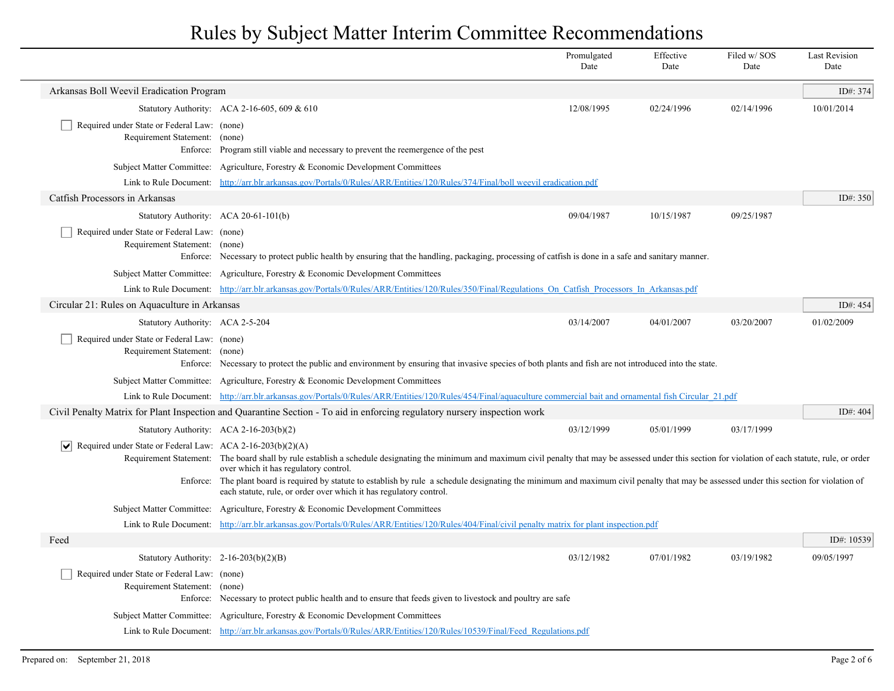# Rules by Subject Matter Interim Committee Recommendations

| | Promulgated Date | Effective Date | Filed w/ SOS Date | Last Revision Date |
|---|---|---|---|---|

## Arkansas Boll Weevil Eradication Program

ID#: 374

| | Promulgated Date | Effective Date | Filed w/ SOS Date | Last Revision Date |
|---|---|---|---|---|
| Statutory Authority: ACA 2-16-605, 609 & 610 | 12/08/1995 | 02/24/1996 | 02/14/1996 | 10/01/2014 |

- [ ] Required under State or Federal Law: (none)

Requirement Statement: (none)

Enforce: Program still viable and necessary to prevent the reemergence of the pest

Subject Matter Committee: Agriculture, Forestry & Economic Development Committees

Link to Rule Document: http://arr.blr.arkansas.gov/Portals/0/Rules/ARR/Entities/120/Rules/374/Final/boll weevil eradication.pdf

## Catfish Processors in Arkansas

ID#: 350

| | Promulgated Date | Effective Date | Filed w/ SOS Date | Last Revision Date |
|---|---|---|---|---|
| Statutory Authority: ACA 20-61-101(b) | 09/04/1987 | 10/15/1987 | 09/25/1987 | |

- [ ] Required under State or Federal Law: (none)

Requirement Statement: (none)

Enforce: Necessary to protect public health by ensuring that the handling, packaging, processing of catfish is done in a safe and sanitary manner.

Subject Matter Committee: Agriculture, Forestry & Economic Development Committees

Link to Rule Document: http://arr.blr.arkansas.gov/Portals/0/Rules/ARR/Entities/120/Rules/350/Final/Regulations_On_Catfish_Processors_In_Arkansas.pdf

## Circular 21: Rules on Aquaculture in Arkansas

ID#: 454

| | Promulgated Date | Effective Date | Filed w/ SOS Date | Last Revision Date |
|---|---|---|---|---|
| Statutory Authority: ACA 2-5-204 | 03/14/2007 | 04/01/2007 | 03/20/2007 | 01/02/2009 |

- [ ] Required under State or Federal Law: (none)

Requirement Statement: (none)

Enforce: Necessary to protect the public and environment by ensuring that invasive species of both plants and fish are not introduced into the state.

Subject Matter Committee: Agriculture, Forestry & Economic Development Committees

Link to Rule Document: http://arr.blr.arkansas.gov/Portals/0/Rules/ARR/Entities/120/Rules/454/Final/aquaculture commercial bait and ornamental fish Circular_21.pdf

## Civil Penalty Matrix for Plant Inspection and Quarantine Section - To aid in enforcing regulatory nursery inspection work

ID#: 404

| | Promulgated Date | Effective Date | Filed w/ SOS Date | Last Revision Date |
|---|---|---|---|---|
| Statutory Authority: ACA 2-16-203(b)(2) | 03/12/1999 | 05/01/1999 | 03/17/1999 | |

- [x] Required under State or Federal Law: ACA 2-16-203(b)(2)(A)

Requirement Statement: The board shall by rule establish a schedule designating the minimum and maximum civil penalty that may be assessed under this section for violation of each statute, rule, or order over which it has regulatory control.

Enforce: The plant board is required by statute to establish by rule a schedule designating the minimum and maximum civil penalty that may be assessed under this section for violation of each statute, rule, or order over which it has regulatory control.

Subject Matter Committee: Agriculture, Forestry & Economic Development Committees

Link to Rule Document: http://arr.blr.arkansas.gov/Portals/0/Rules/ARR/Entities/120/Rules/404/Final/civil penalty matrix for plant inspection.pdf

## Feed

ID#: 10539

| | Promulgated Date | Effective Date | Filed w/ SOS Date | Last Revision Date |
|---|---|---|---|---|
| Statutory Authority: 2-16-203(b)(2)(B) | 03/12/1982 | 07/01/1982 | 03/19/1982 | 09/05/1997 |

- [ ] Required under State or Federal Law: (none)

Requirement Statement: (none)

Enforce: Necessary to protect public health and to ensure that feeds given to livestock and poultry are safe

Subject Matter Committee: Agriculture, Forestry & Economic Development Committees

Link to Rule Document: http://arr.blr.arkansas.gov/Portals/0/Rules/ARR/Entities/120/Rules/10539/Final/Feed_Regulations.pdf

Prepared on: September 21, 2018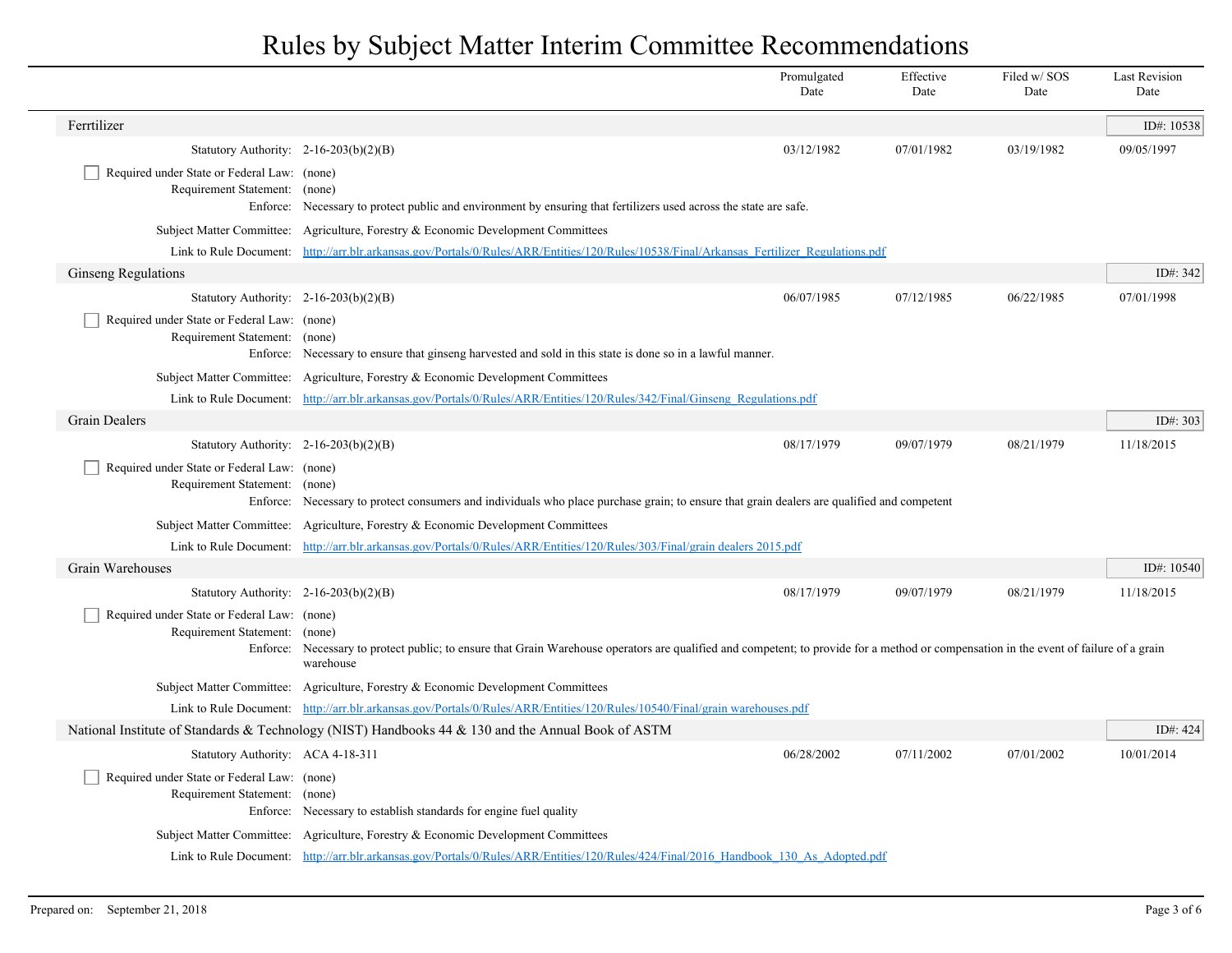# Rules by Subject Matter Interim Committee Recommendations

| | | Promulgated Date | Effective Date | Filed w/ SOS Date | Last Revision Date |
|---|---|---|---|---|---|

## Ferrtilizer

ID#: 10538

| | | Promulgated Date | Effective Date | Filed w/ SOS Date | Last Revision Date |
|---|---|---|---|---|---|
| Statutory Authority: | 2-16-203(b)(2)(B) | 03/12/1982 | 07/01/1982 | 03/19/1982 | 09/05/1997 |

☐ Required under State or Federal Law: (none)

Requirement Statement: (none)

Enforce: Necessary to protect public and environment by ensuring that fertilizers used across the state are safe.

Subject Matter Committee: Agriculture, Forestry & Economic Development Committees

Link to Rule Document: [http://arr.blr.arkansas.gov/Portals/0/Rules/ARR/Entities/120/Rules/10538/Final/Arkansas_Fertilizer_Regulations.pdf](http://arr.blr.arkansas.gov/Portals/0/Rules/ARR/Entities/120/Rules/10538/Final/Arkansas_Fertilizer_Regulations.pdf)

## Ginseng Regulations

ID#: 342

| | | Promulgated Date | Effective Date | Filed w/ SOS Date | Last Revision Date |
|---|---|---|---|---|---|
| Statutory Authority: | 2-16-203(b)(2)(B) | 06/07/1985 | 07/12/1985 | 06/22/1985 | 07/01/1998 |

☐ Required under State or Federal Law: (none)

Requirement Statement: (none)

Enforce: Necessary to ensure that ginseng harvested and sold in this state is done so in a lawful manner.

Subject Matter Committee: Agriculture, Forestry & Economic Development Committees

Link to Rule Document: [http://arr.blr.arkansas.gov/Portals/0/Rules/ARR/Entities/120/Rules/342/Final/Ginseng_Regulations.pdf](http://arr.blr.arkansas.gov/Portals/0/Rules/ARR/Entities/120/Rules/342/Final/Ginseng_Regulations.pdf)

## Grain Dealers

ID#: 303

| | | Promulgated Date | Effective Date | Filed w/ SOS Date | Last Revision Date |
|---|---|---|---|---|---|
| Statutory Authority: | 2-16-203(b)(2)(B) | 08/17/1979 | 09/07/1979 | 08/21/1979 | 11/18/2015 |

☐ Required under State or Federal Law: (none)

Requirement Statement: (none)

Enforce: Necessary to protect consumers and individuals who place purchase grain; to ensure that grain dealers are qualified and competent

Subject Matter Committee: Agriculture, Forestry & Economic Development Committees

Link to Rule Document: [http://arr.blr.arkansas.gov/Portals/0/Rules/ARR/Entities/120/Rules/303/Final/grain dealers 2015.pdf](http://arr.blr.arkansas.gov/Portals/0/Rules/ARR/Entities/120/Rules/303/Final/grain dealers 2015.pdf)

## Grain Warehouses

ID#: 10540

| | | Promulgated Date | Effective Date | Filed w/ SOS Date | Last Revision Date |
|---|---|---|---|---|---|
| Statutory Authority: | 2-16-203(b)(2)(B) | 08/17/1979 | 09/07/1979 | 08/21/1979 | 11/18/2015 |

☐ Required under State or Federal Law: (none)

Requirement Statement: (none)

Enforce: Necessary to protect public; to ensure that Grain Warehouse operators are qualified and competent; to provide for a method or compensation in the event of failure of a grain warehouse

Subject Matter Committee: Agriculture, Forestry & Economic Development Committees

Link to Rule Document: [http://arr.blr.arkansas.gov/Portals/0/Rules/ARR/Entities/120/Rules/10540/Final/grain warehouses.pdf](http://arr.blr.arkansas.gov/Portals/0/Rules/ARR/Entities/120/Rules/10540/Final/grain warehouses.pdf)

## National Institute of Standards & Technology (NIST) Handbooks 44 & 130 and the Annual Book of ASTM

ID#: 424

| | | Promulgated Date | Effective Date | Filed w/ SOS Date | Last Revision Date |
|---|---|---|---|---|---|
| Statutory Authority: | ACA 4-18-311 | 06/28/2002 | 07/11/2002 | 07/01/2002 | 10/01/2014 |

☐ Required under State or Federal Law: (none)

Requirement Statement: (none)

Enforce: Necessary to establish standards for engine fuel quality

Subject Matter Committee: Agriculture, Forestry & Economic Development Committees

Link to Rule Document: [http://arr.blr.arkansas.gov/Portals/0/Rules/ARR/Entities/120/Rules/424/Final/2016_Handbook_130_As_Adopted.pdf](http://arr.blr.arkansas.gov/Portals/0/Rules/ARR/Entities/120/Rules/424/Final/2016_Handbook_130_As_Adopted.pdf)

Prepared on: September 21, 2018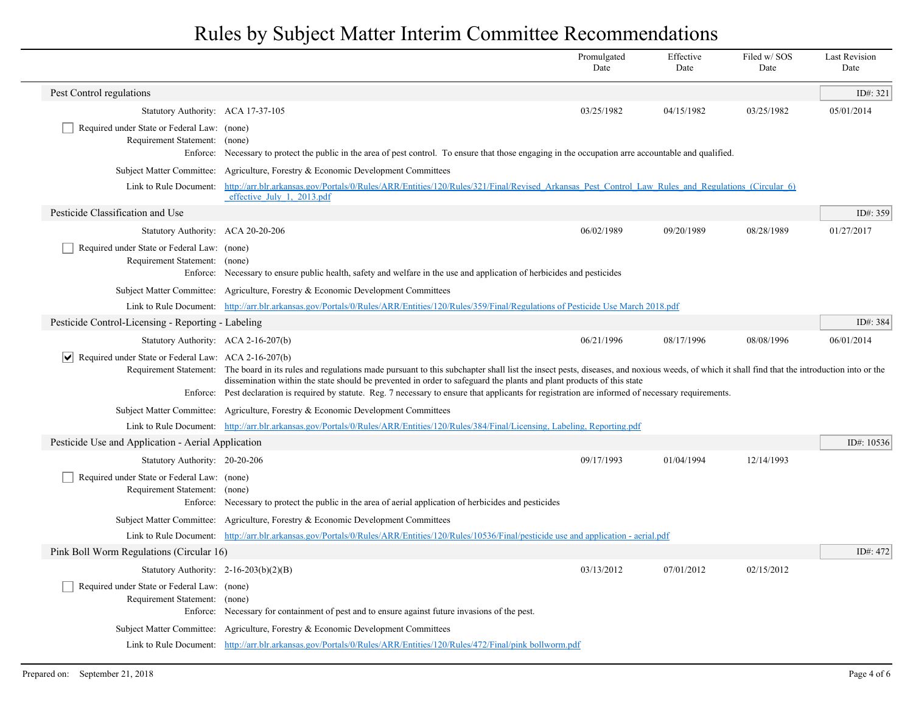# Rules by Subject Matter Interim Committee Recommendations

| | Promulgated Date | Effective Date | Filed w/ SOS Date | Last Revision Date |
|---|---|---|---|---|

## Pest Control regulations

ID#: 321

| | Promulgated Date | Effective Date | Filed w/ SOS Date | Last Revision Date |
|---|---|---|---|---|
| Statutory Authority: ACA 17-37-105 | 03/25/1982 | 04/15/1982 | 03/25/1982 | 05/01/2014 |

- [ ] Required under State or Federal Law: (none)

Requirement Statement: (none)

Enforce: Necessary to protect the public in the area of pest control. To ensure that those engaging in the occupation arre accountable and qualified.

Subject Matter Committee: Agriculture, Forestry & Economic Development Committees

Link to Rule Document: http://arr.blr.arkansas.gov/Portals/0/Rules/ARR/Entities/120/Rules/321/Final/Revised_Arkansas_Pest_Control_Law_Rules_and_Regulations_(Circular_6)_effective_July_1,_2013.pdf

## Pesticide Classification and Use

ID#: 359

| | Promulgated Date | Effective Date | Filed w/ SOS Date | Last Revision Date |
|---|---|---|---|---|
| Statutory Authority: ACA 20-20-206 | 06/02/1989 | 09/20/1989 | 08/28/1989 | 01/27/2017 |

- [ ] Required under State or Federal Law: (none)

Requirement Statement: (none)

Enforce: Necessary to ensure public health, safety and welfare in the use and application of herbicides and pesticides

Subject Matter Committee: Agriculture, Forestry & Economic Development Committees

Link to Rule Document: http://arr.blr.arkansas.gov/Portals/0/Rules/ARR/Entities/120/Rules/359/Final/Regulations of Pesticide Use March 2018.pdf

## Pesticide Control-Licensing - Reporting - Labeling

ID#: 384

| | Promulgated Date | Effective Date | Filed w/ SOS Date | Last Revision Date |
|---|---|---|---|---|
| Statutory Authority: ACA 2-16-207(b) | 06/21/1996 | 08/17/1996 | 08/08/1996 | 06/01/2014 |

- [x] Required under State or Federal Law: ACA 2-16-207(b)

Requirement Statement: The board in its rules and regulations made pursuant to this subchapter shall list the insect pests, diseases, and noxious weeds, of which it shall find that the introduction into or the dissemination within the state should be prevented in order to safeguard the plants and plant products of this state

Enforce: Pest declaration is required by statute. Reg. 7 necessary to ensure that applicants for registration are informed of necessary requirements.

Subject Matter Committee: Agriculture, Forestry & Economic Development Committees

Link to Rule Document: http://arr.blr.arkansas.gov/Portals/0/Rules/ARR/Entities/120/Rules/384/Final/Licensing, Labeling, Reporting.pdf

## Pesticide Use and Application - Aerial Application

ID#: 10536

| | Promulgated Date | Effective Date | Filed w/ SOS Date | Last Revision Date |
|---|---|---|---|---|
| Statutory Authority: 20-20-206 | 09/17/1993 | 01/04/1994 | 12/14/1993 | |

- [ ] Required under State or Federal Law: (none)

Requirement Statement: (none)

Enforce: Necessary to protect the public in the area of aerial application of herbicides and pesticides

Subject Matter Committee: Agriculture, Forestry & Economic Development Committees

Link to Rule Document: http://arr.blr.arkansas.gov/Portals/0/Rules/ARR/Entities/120/Rules/10536/Final/pesticide use and application - aerial.pdf

## Pink Boll Worm Regulations (Circular 16)

ID#: 472

| | Promulgated Date | Effective Date | Filed w/ SOS Date | Last Revision Date |
|---|---|---|---|---|
| Statutory Authority: 2-16-203(b)(2)(B) | 03/13/2012 | 07/01/2012 | 02/15/2012 | |

- [ ] Required under State or Federal Law: (none)

Requirement Statement: (none)

Enforce: Necessary for containment of pest and to ensure against future invasions of the pest.

Subject Matter Committee: Agriculture, Forestry & Economic Development Committees

Link to Rule Document: http://arr.blr.arkansas.gov/Portals/0/Rules/ARR/Entities/120/Rules/472/Final/pink bollworm.pdf

Prepared on: September 21, 2018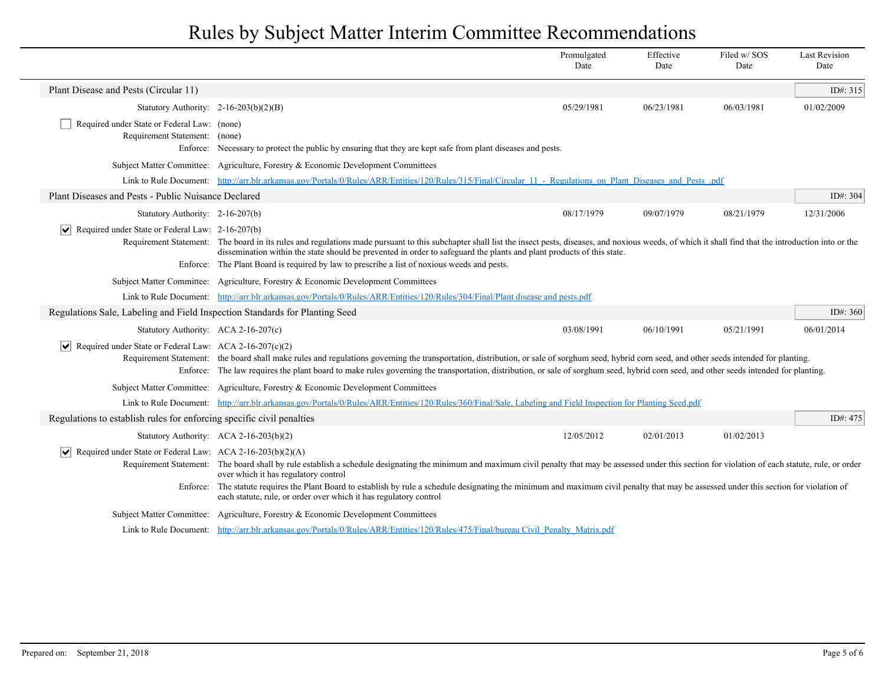# Rules by Subject Matter Interim Committee Recommendations

| | Promulgated Date | Effective Date | Filed w/ SOS Date | Last Revision Date |
|---|---|---|---|---|

## Plant Disease and Pests (Circular 11)

ID#: 315

| | Promulgated Date | Effective Date | Filed w/ SOS Date | Last Revision Date |
|---|---|---|---|---|
| Statutory Authority: 2-16-203(b)(2)(B) | 05/29/1981 | 06/23/1981 | 06/03/1981 | 01/02/2009 |

- [ ] Required under State or Federal Law: (none)

Requirement Statement: (none)

Enforce: Necessary to protect the public by ensuring that they are kept safe from plant diseases and pests.

Subject Matter Committee: Agriculture, Forestry & Economic Development Committees

Link to Rule Document: [http://arr.blr.arkansas.gov/Portals/0/Rules/ARR/Entities/120/Rules/315/Final/Circular_11_-_Regulations_on_Plant_Diseases_and_Pests_.pdf](http://arr.blr.arkansas.gov/Portals/0/Rules/ARR/Entities/120/Rules/315/Final/Circular_11_-_Regulations_on_Plant_Diseases_and_Pests_.pdf)

## Plant Diseases and Pests - Public Nuisance Declared

ID#: 304

| | Promulgated Date | Effective Date | Filed w/ SOS Date | Last Revision Date |
|---|---|---|---|---|
| Statutory Authority: 2-16-207(b) | 08/17/1979 | 09/07/1979 | 08/21/1979 | 12/31/2006 |

- [x] Required under State or Federal Law: 2-16-207(b)

Requirement Statement: The board in its rules and regulations made pursuant to this subchapter shall list the insect pests, diseases, and noxious weeds, of which it shall find that the introduction into or the dissemination within the state should be prevented in order to safeguard the plants and plant products of this state.

Enforce: The Plant Board is required by law to prescribe a list of noxious weeds and pests.

Subject Matter Committee: Agriculture, Forestry & Economic Development Committees

Link to Rule Document: [http://arr.blr.arkansas.gov/Portals/0/Rules/ARR/Entities/120/Rules/304/Final/Plant disease and pests.pdf](http://arr.blr.arkansas.gov/Portals/0/Rules/ARR/Entities/120/Rules/304/Final/Plant disease and pests.pdf)

## Regulations Sale, Labeling and Field Inspection Standards for Planting Seed

ID#: 360

| | Promulgated Date | Effective Date | Filed w/ SOS Date | Last Revision Date |
|---|---|---|---|---|
| Statutory Authority: ACA 2-16-207(c) | 03/08/1991 | 06/10/1991 | 05/21/1991 | 06/01/2014 |

- [x] Required under State or Federal Law: ACA 2-16-207(c)(2)

Requirement Statement: the board shall make rules and regulations governing the transportation, distribution, or sale of sorghum seed, hybrid corn seed, and other seeds intended for planting.

Enforce: The law requires the plant board to make rules governing the transportation, distribution, or sale of sorghum seed, hybrid corn seed, and other seeds intended for planting.

Subject Matter Committee: Agriculture, Forestry & Economic Development Committees

Link to Rule Document: [http://arr.blr.arkansas.gov/Portals/0/Rules/ARR/Entities/120/Rules/360/Final/Sale, Labeling and Field Inspection for Planting Seed.pdf](http://arr.blr.arkansas.gov/Portals/0/Rules/ARR/Entities/120/Rules/360/Final/Sale, Labeling and Field Inspection for Planting Seed.pdf)

## Regulations to establish rules for enforcing specific civil penalties

ID#: 475

| | Promulgated Date | Effective Date | Filed w/ SOS Date | Last Revision Date |
|---|---|---|---|---|
| Statutory Authority: ACA 2-16-203(b)(2) | 12/05/2012 | 02/01/2013 | 01/02/2013 | |

- [x] Required under State or Federal Law: ACA 2-16-203(b)(2)(A)

Requirement Statement: The board shall by rule establish a schedule designating the minimum and maximum civil penalty that may be assessed under this section for violation of each statute, rule, or order over which it has regulatory control

Enforce: The statute requires the Plant Board to establish by rule a schedule designating the minimum and maximum civil penalty that may be assessed under this section for violation of each statute, rule, or order over which it has regulatory control

Subject Matter Committee: Agriculture, Forestry & Economic Development Committees

Link to Rule Document: [http://arr.blr.arkansas.gov/Portals/0/Rules/ARR/Entities/120/Rules/475/Final/bureau Civil_Penalty_Matrix.pdf](http://arr.blr.arkansas.gov/Portals/0/Rules/ARR/Entities/120/Rules/475/Final/bureau Civil_Penalty_Matrix.pdf)

Prepared on: September 21, 2018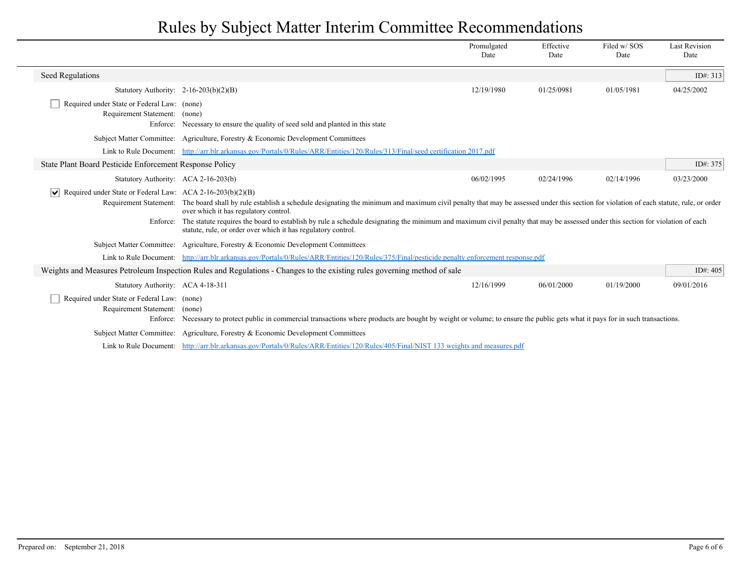# Rules by Subject Matter Interim Committee Recommendations

| | Promulgated Date | Effective Date | Filed w/ SOS Date | Last Revision Date |
|---|---|---|---|---|

## Seed Regulations

ID#: 313

| | Promulgated Date | Effective Date | Filed w/ SOS Date | Last Revision Date |
|---|---|---|---|---|
| Statutory Authority: 2-16-203(b)(2)(B) | 12/19/1980 | 01/25/0981 | 01/05/1981 | 04/25/2002 |

- [ ] Required under State or Federal Law: (none)

Requirement Statement: (none)

Enforce: Necessary to ensure the quality of seed sold and planted in this state

Subject Matter Committee: Agriculture, Forestry & Economic Development Committees

Link to Rule Document: [http://arr.blr.arkansas.gov/Portals/0/Rules/ARR/Entities/120/Rules/313/Final/seed certification 2017.pdf](http://arr.blr.arkansas.gov/Portals/0/Rules/ARR/Entities/120/Rules/313/Final/seed certification 2017.pdf)

## State Plant Board Pesticide Enforcement Response Policy

ID#: 375

| | Promulgated Date | Effective Date | Filed w/ SOS Date | Last Revision Date |
|---|---|---|---|---|
| Statutory Authority: ACA 2-16-203(b) | 06/02/1995 | 02/24/1996 | 02/14/1996 | 03/23/2000 |

- [x] Required under State or Federal Law: ACA 2-16-203(b)(2)(B)

Requirement Statement: The board shall by rule establish a schedule designating the minimum and maximum civil penalty that may be assessed under this section for violation of each statute, rule, or order over which it has regulatory control.

Enforce: The statute requires the board to establish by rule a schedule designating the minimum and maximum civil penalty that may be assessed under this section for violation of each statute, rule, or order over which it has regulatory control.

Subject Matter Committee: Agriculture, Forestry & Economic Development Committees

Link to Rule Document: [http://arr.blr.arkansas.gov/Portals/0/Rules/ARR/Entities/120/Rules/375/Final/pesticide penalty enforcement response.pdf](http://arr.blr.arkansas.gov/Portals/0/Rules/ARR/Entities/120/Rules/375/Final/pesticide penalty enforcement response.pdf)

## Weights and Measures Petroleum Inspection Rules and Regulations - Changes to the existing rules governing method of sale

ID#: 405

| | Promulgated Date | Effective Date | Filed w/ SOS Date | Last Revision Date |
|---|---|---|---|---|
| Statutory Authority: ACA 4-18-311 | 12/16/1999 | 06/01/2000 | 01/19/2000 | 09/01/2016 |

- [ ] Required under State or Federal Law: (none)

Requirement Statement: (none)

Enforce: Necessary to protect public in commercial transactions where products are bought by weight or volume; to ensure the public gets what it pays for in such transactions.

Subject Matter Committee: Agriculture, Forestry & Economic Development Committees

Link to Rule Document: [http://arr.blr.arkansas.gov/Portals/0/Rules/ARR/Entities/120/Rules/405/Final/NIST 133 weights and measures.pdf](http://arr.blr.arkansas.gov/Portals/0/Rules/ARR/Entities/120/Rules/405/Final/NIST 133 weights and measures.pdf)

Prepared on: September 21, 2018